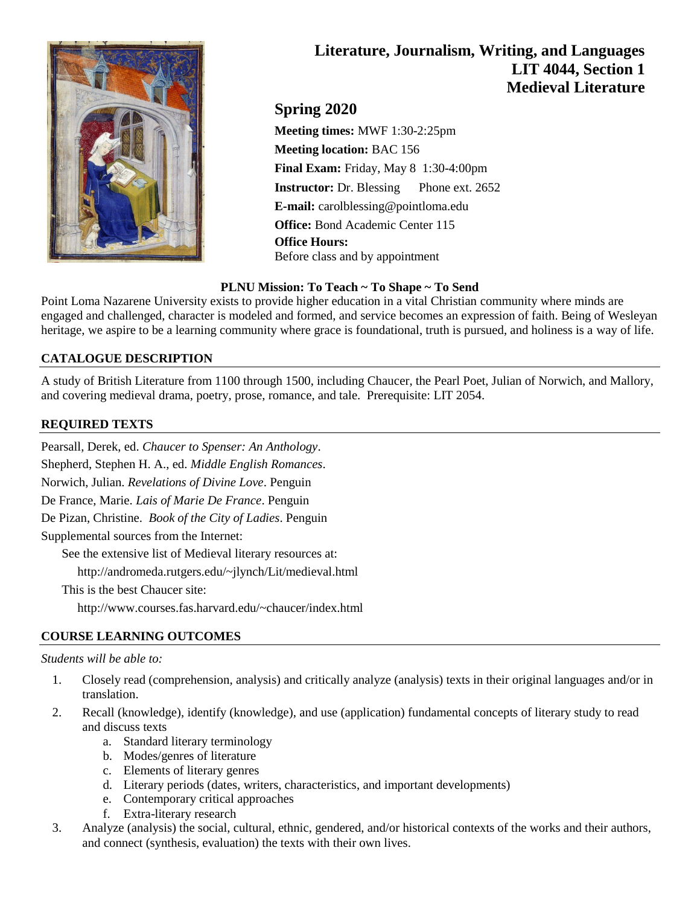# Literature, Journalism, Writing, and Languages
# LIT 4044, Section 1
# Medieval Literature

## Spring 2020

**Meeting times:** MWF 1:30-2:25pm

**Meeting location:** BAC 156

**Final Exam:** Friday, May 8 1:30-4:00pm

**Instructor:** Dr. Blessing Phone ext. 2652

**E-mail:** carolblessing@pointloma.edu

**Office:** Bond Academic Center 115

**Office Hours:**
Before class and by appointment

**PLNU Mission: To Teach ~ To Shape ~ To Send**

Point Loma Nazarene University exists to provide higher education in a vital Christian community where minds are engaged and challenged, character is modeled and formed, and service becomes an expression of faith. Being of Wesleyan heritage, we aspire to be a learning community where grace is foundational, truth is pursued, and holiness is a way of life.

### CATALOGUE DESCRIPTION

A study of British Literature from 1100 through 1500, including Chaucer, the Pearl Poet, Julian of Norwich, and Mallory, and covering medieval drama, poetry, prose, romance, and tale. Prerequisite: LIT 2054.

### REQUIRED TEXTS

Pearsall, Derek, ed. *Chaucer to Spenser: An Anthology*.

Shepherd, Stephen H. A., ed. *Middle English Romances*.

Norwich, Julian. *Revelations of Divine Love*. Penguin

De France, Marie. *Lais of Marie De France*. Penguin

De Pizan, Christine. *Book of the City of Ladies*. Penguin

Supplemental sources from the Internet:

See the extensive list of Medieval literary resources at:

http://andromeda.rutgers.edu/~jlynch/Lit/medieval.html

This is the best Chaucer site:

http://www.courses.fas.harvard.edu/~chaucer/index.html

### COURSE LEARNING OUTCOMES

*Students will be able to:*

1. Closely read (comprehension, analysis) and critically analyze (analysis) texts in their original languages and/or in translation.
2. Recall (knowledge), identify (knowledge), and use (application) fundamental concepts of literary study to read and discuss texts
   a. Standard literary terminology
   b. Modes/genres of literature
   c. Elements of literary genres
   d. Literary periods (dates, writers, characteristics, and important developments)
   e. Contemporary critical approaches
   f. Extra-literary research
3. Analyze (analysis) the social, cultural, ethnic, gendered, and/or historical contexts of the works and their authors, and connect (synthesis, evaluation) the texts with their own lives.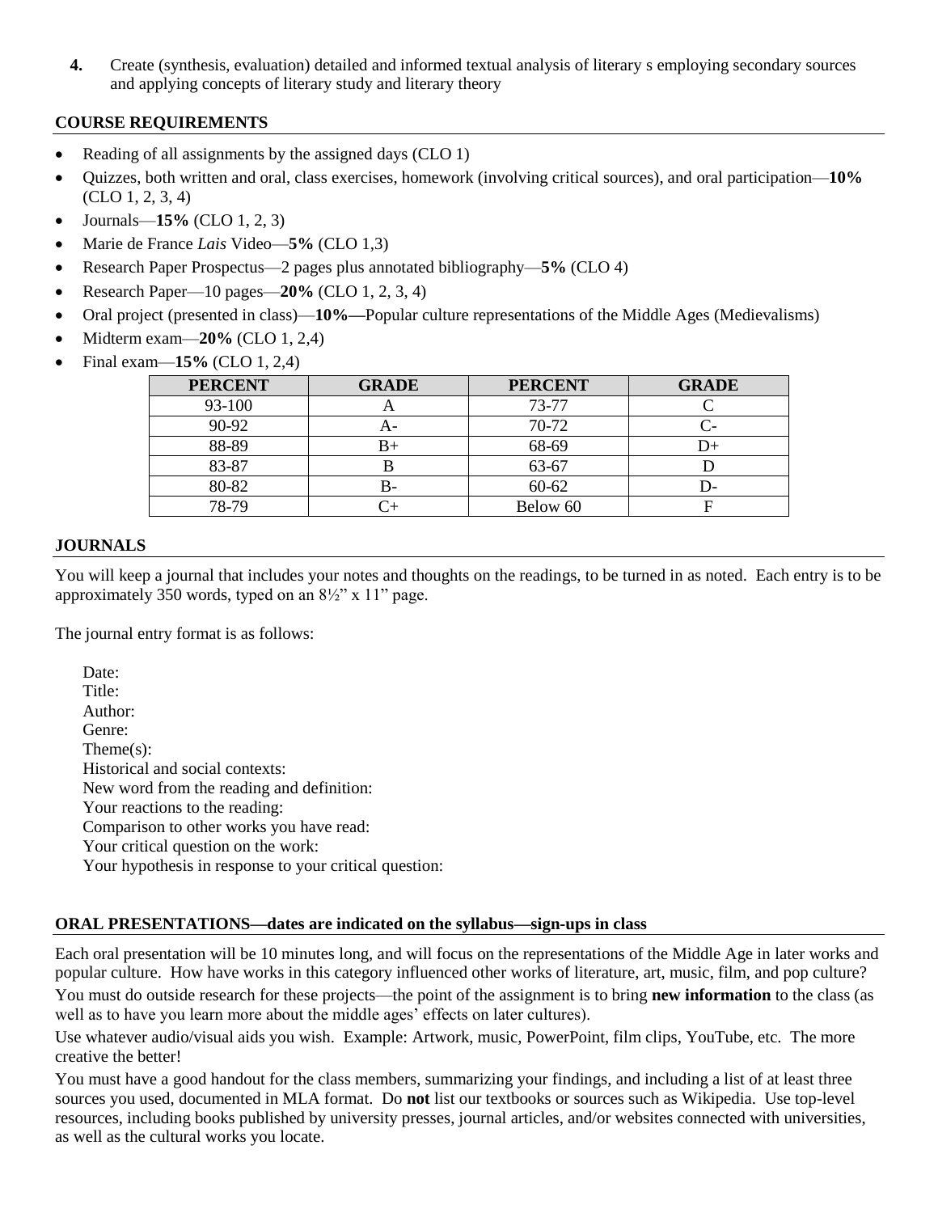4. Create (synthesis, evaluation) detailed and informed textual analysis of literary s employing secondary sources and applying concepts of literary study and literary theory

## COURSE REQUIREMENTS

- Reading of all assignments by the assigned days (CLO 1)
- Quizzes, both written and oral, class exercises, homework (involving critical sources), and oral participation—**10%** (CLO 1, 2, 3, 4)
- Journals—**15%** (CLO 1, 2, 3)
- Marie de France *Lais* Video—**5%** (CLO 1,3)
- Research Paper Prospectus—2 pages plus annotated bibliography—**5%** (CLO 4)
- Research Paper—10 pages—**20%** (CLO 1, 2, 3, 4)
- Oral project (presented in class)—**10%—**Popular culture representations of the Middle Ages (Medievalisms)
- Midterm exam—**20%** (CLO 1, 2,4)
- Final exam—**15%** (CLO 1, 2,4)

| PERCENT | GRADE | PERCENT | GRADE |
|---|---|---|---|
| 93-100 | A | 73-77 | C |
| 90-92 | A- | 70-72 | C- |
| 88-89 | B+ | 68-69 | D+ |
| 83-87 | B | 63-67 | D |
| 80-82 | B- | 60-62 | D- |
| 78-79 | C+ | Below 60 | F |

## JOURNALS

You will keep a journal that includes your notes and thoughts on the readings, to be turned in as noted. Each entry is to be approximately 350 words, typed on an 8½" x 11" page.

The journal entry format is as follows:

Date:
Title:
Author:
Genre:
Theme(s):
Historical and social contexts:
New word from the reading and definition:
Your reactions to the reading:
Comparison to other works you have read:
Your critical question on the work:
Your hypothesis in response to your critical question:

## ORAL PRESENTATIONS—dates are indicated on the syllabus—sign-ups in class

Each oral presentation will be 10 minutes long, and will focus on the representations of the Middle Age in later works and popular culture. How have works in this category influenced other works of literature, art, music, film, and pop culture? You must do outside research for these projects—the point of the assignment is to bring **new information** to the class (as well as to have you learn more about the middle ages' effects on later cultures).

Use whatever audio/visual aids you wish. Example: Artwork, music, PowerPoint, film clips, YouTube, etc. The more creative the better!

You must have a good handout for the class members, summarizing your findings, and including a list of at least three sources you used, documented in MLA format. Do **not** list our textbooks or sources such as Wikipedia. Use top-level resources, including books published by university presses, journal articles, and/or websites connected with universities, as well as the cultural works you locate.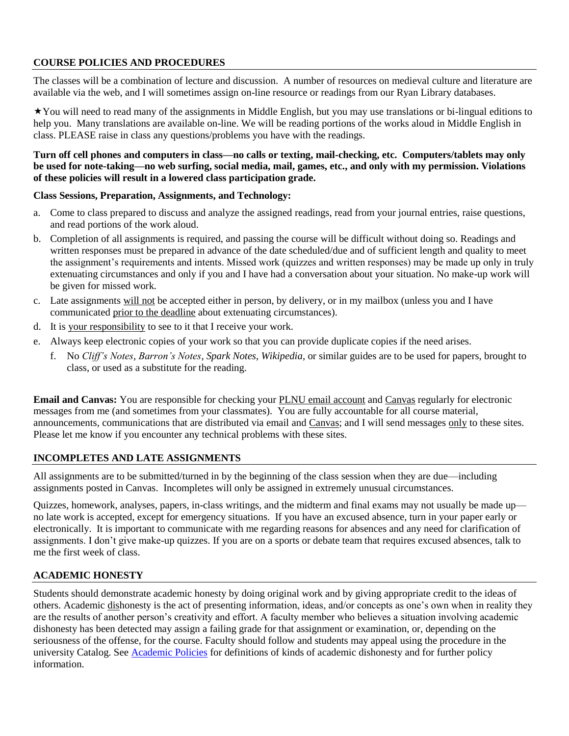## COURSE POLICIES AND PROCEDURES

The classes will be a combination of lecture and discussion. A number of resources on medieval culture and literature are available via the web, and I will sometimes assign on-line resource or readings from our Ryan Library databases.

★You will need to read many of the assignments in Middle English, but you may use translations or bi-lingual editions to help you. Many translations are available on-line. We will be reading portions of the works aloud in Middle English in class. PLEASE raise in class any questions/problems you have with the readings.

**Turn off cell phones and computers in class—no calls or texting, mail-checking, etc. Computers/tablets may only be used for note-taking—no web surfing, social media, mail, games, etc., and only with my permission. Violations of these policies will result in a lowered class participation grade.**

**Class Sessions, Preparation, Assignments, and Technology:**

a. Come to class prepared to discuss and analyze the assigned readings, read from your journal entries, raise questions, and read portions of the work aloud.
b. Completion of all assignments is required, and passing the course will be difficult without doing so. Readings and written responses must be prepared in advance of the date scheduled/due and of sufficient length and quality to meet the assignment's requirements and intents. Missed work (quizzes and written responses) may be made up only in truly extenuating circumstances and only if you and I have had a conversation about your situation. No make-up work will be given for missed work.
c. Late assignments <u>will not</u> be accepted either in person, by delivery, or in my mailbox (unless you and I have communicated <u>prior to the deadline</u> about extenuating circumstances).
d. It is <u>your responsibility</u> to see to it that I receive your work.
e. Always keep electronic copies of your work so that you can provide duplicate copies if the need arises.
f. No *Cliff's Notes*, *Barron's Notes*, *Spark Notes*, *Wikipedia*, or similar guides are to be used for papers, brought to class, or used as a substitute for the reading.

**Email and Canvas:** You are responsible for checking your <u>PLNU email account</u> and <u>Canvas</u> regularly for electronic messages from me (and sometimes from your classmates). You are fully accountable for all course material, announcements, communications that are distributed via email and <u>Canvas</u>; and I will send messages <u>only</u> to these sites. Please let me know if you encounter any technical problems with these sites.

## INCOMPLETES AND LATE ASSIGNMENTS

All assignments are to be submitted/turned in by the beginning of the class session when they are due—including assignments posted in Canvas. Incompletes will only be assigned in extremely unusual circumstances.

Quizzes, homework, analyses, papers, in-class writings, and the midterm and final exams may not usually be made up—no late work is accepted, except for emergency situations. If you have an excused absence, turn in your paper early or electronically. It is important to communicate with me regarding reasons for absences and any need for clarification of assignments. I don't give make-up quizzes. If you are on a sports or debate team that requires excused absences, talk to me the first week of class.

## ACADEMIC HONESTY

Students should demonstrate academic honesty by doing original work and by giving appropriate credit to the ideas of others. Academic <u>dis</u>honesty is the act of presenting information, ideas, and/or concepts as one's own when in reality they are the results of another person's creativity and effort. A faculty member who believes a situation involving academic dishonesty has been detected may assign a failing grade for that assignment or examination, or, depending on the seriousness of the offense, for the course. Faculty should follow and students may appeal using the procedure in the university Catalog. See [Academic Policies] for definitions of kinds of academic dishonesty and for further policy information.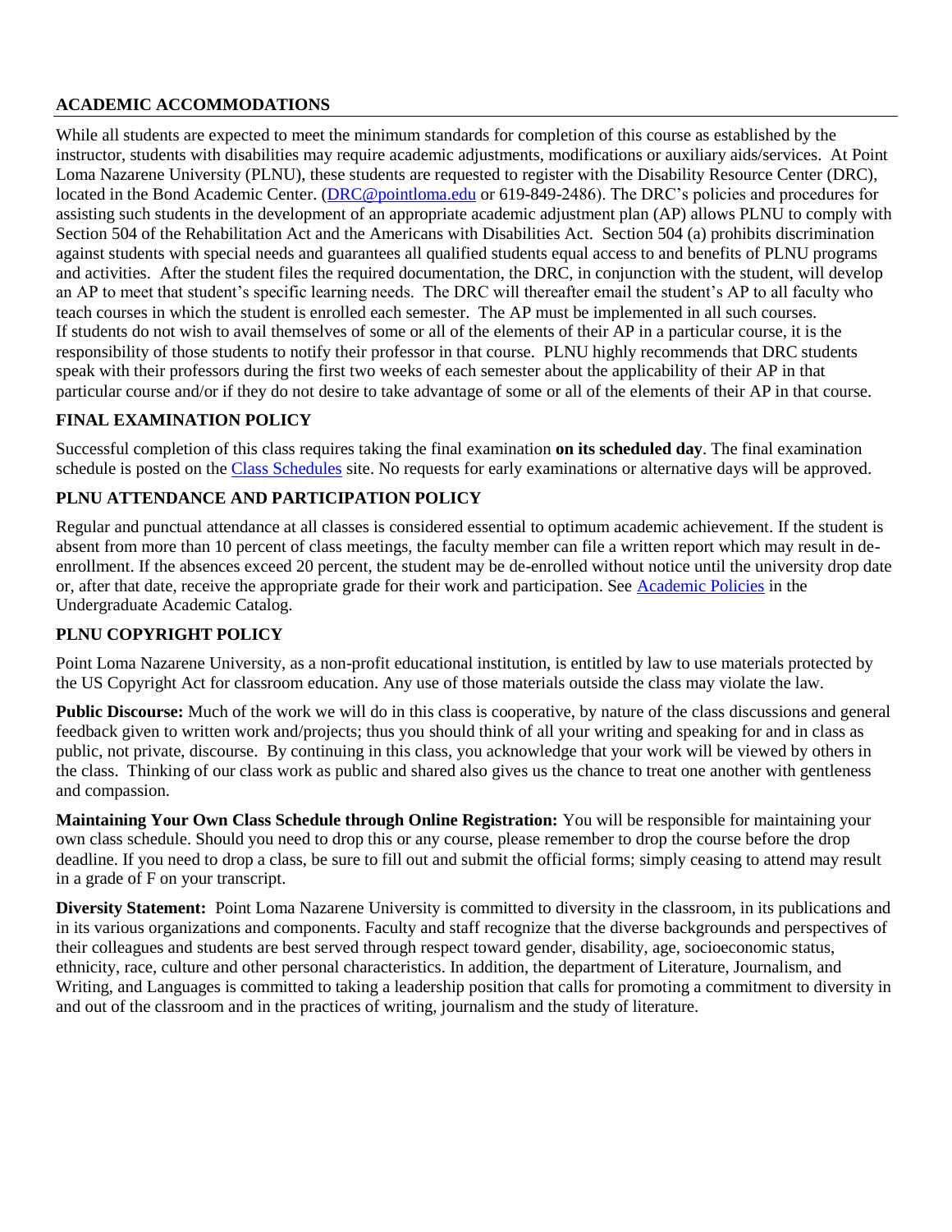## ACADEMIC ACCOMMODATIONS

While all students are expected to meet the minimum standards for completion of this course as established by the instructor, students with disabilities may require academic adjustments, modifications or auxiliary aids/services. At Point Loma Nazarene University (PLNU), these students are requested to register with the Disability Resource Center (DRC), located in the Bond Academic Center. ([DRC@pointloma.edu](mailto:DRC@pointloma.edu) or 619-849-2486). The DRC's policies and procedures for assisting such students in the development of an appropriate academic adjustment plan (AP) allows PLNU to comply with Section 504 of the Rehabilitation Act and the Americans with Disabilities Act. Section 504 (a) prohibits discrimination against students with special needs and guarantees all qualified students equal access to and benefits of PLNU programs and activities. After the student files the required documentation, the DRC, in conjunction with the student, will develop an AP to meet that student's specific learning needs. The DRC will thereafter email the student's AP to all faculty who teach courses in which the student is enrolled each semester. The AP must be implemented in all such courses. If students do not wish to avail themselves of some or all of the elements of their AP in a particular course, it is the responsibility of those students to notify their professor in that course. PLNU highly recommends that DRC students speak with their professors during the first two weeks of each semester about the applicability of their AP in that particular course and/or if they do not desire to take advantage of some or all of the elements of their AP in that course.

## FINAL EXAMINATION POLICY

Successful completion of this class requires taking the final examination **on its scheduled day**. The final examination schedule is posted on the Class Schedules site. No requests for early examinations or alternative days will be approved.

## PLNU ATTENDANCE AND PARTICIPATION POLICY

Regular and punctual attendance at all classes is considered essential to optimum academic achievement. If the student is absent from more than 10 percent of class meetings, the faculty member can file a written report which may result in de-enrollment. If the absences exceed 20 percent, the student may be de-enrolled without notice until the university drop date or, after that date, receive the appropriate grade for their work and participation. See Academic Policies in the Undergraduate Academic Catalog.

## PLNU COPYRIGHT POLICY

Point Loma Nazarene University, as a non-profit educational institution, is entitled by law to use materials protected by the US Copyright Act for classroom education. Any use of those materials outside the class may violate the law.

**Public Discourse:** Much of the work we will do in this class is cooperative, by nature of the class discussions and general feedback given to written work and/projects; thus you should think of all your writing and speaking for and in class as public, not private, discourse. By continuing in this class, you acknowledge that your work will be viewed by others in the class. Thinking of our class work as public and shared also gives us the chance to treat one another with gentleness and compassion.

**Maintaining Your Own Class Schedule through Online Registration:** You will be responsible for maintaining your own class schedule. Should you need to drop this or any course, please remember to drop the course before the drop deadline. If you need to drop a class, be sure to fill out and submit the official forms; simply ceasing to attend may result in a grade of F on your transcript.

**Diversity Statement:** Point Loma Nazarene University is committed to diversity in the classroom, in its publications and in its various organizations and components. Faculty and staff recognize that the diverse backgrounds and perspectives of their colleagues and students are best served through respect toward gender, disability, age, socioeconomic status, ethnicity, race, culture and other personal characteristics. In addition, the department of Literature, Journalism, and Writing, and Languages is committed to taking a leadership position that calls for promoting a commitment to diversity in and out of the classroom and in the practices of writing, journalism and the study of literature.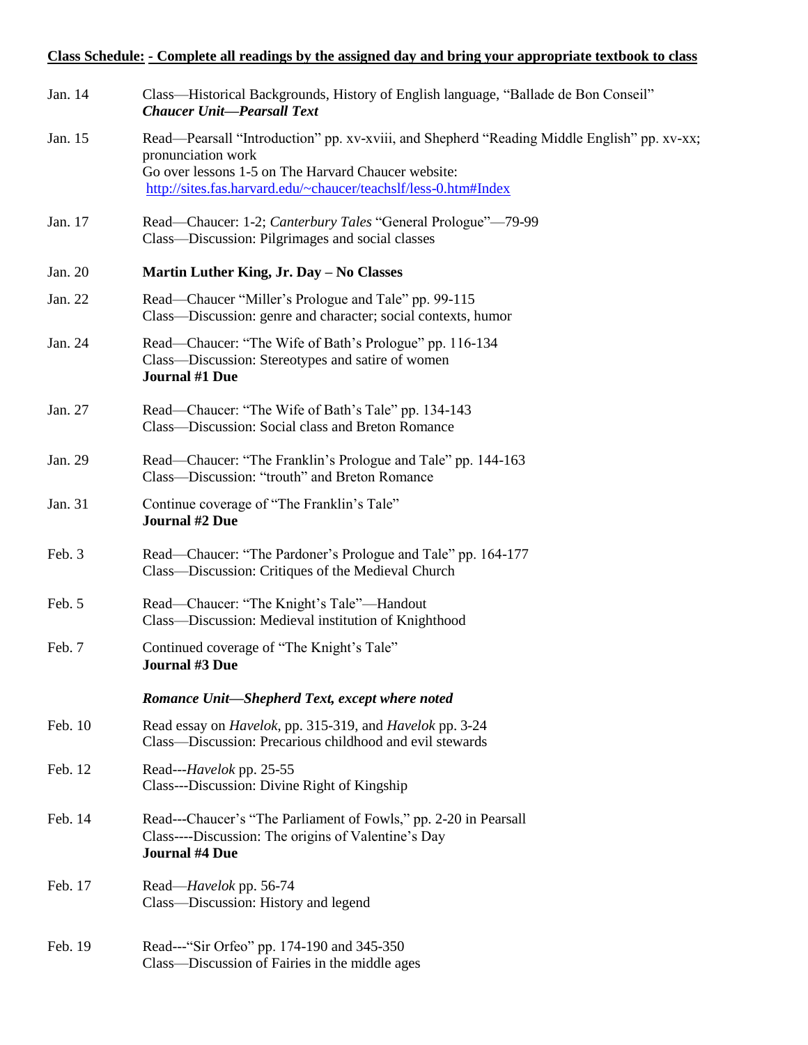**Class Schedule: - Complete all readings by the assigned day and bring your appropriate textbook to class**

| | |
|---|---|
| Jan. 14 | Class—Historical Backgrounds, History of English language, "Ballade de Bon Conseil"<br>***Chaucer Unit—Pearsall Text*** |
| Jan. 15 | Read—Pearsall "Introduction" pp. xv-xviii, and Shepherd "Reading Middle English" pp. xv-xx; pronunciation work<br>Go over lessons 1-5 on The Harvard Chaucer website: http://sites.fas.harvard.edu/~chaucer/teachslf/less-0.htm#Index |
| Jan. 17 | Read—Chaucer: 1-2; *Canterbury Tales* "General Prologue"—79-99<br>Class—Discussion: Pilgrimages and social classes |
| Jan. 20 | **Martin Luther King, Jr. Day – No Classes** |
| Jan. 22 | Read—Chaucer "Miller's Prologue and Tale" pp. 99-115<br>Class—Discussion: genre and character; social contexts, humor |
| Jan. 24 | Read—Chaucer: "The Wife of Bath's Prologue" pp. 116-134<br>Class—Discussion: Stereotypes and satire of women<br>**Journal #1 Due** |
| Jan. 27 | Read—Chaucer: "The Wife of Bath's Tale" pp. 134-143<br>Class—Discussion: Social class and Breton Romance |
| Jan. 29 | Read—Chaucer: "The Franklin's Prologue and Tale" pp. 144-163<br>Class—Discussion: "trouth" and Breton Romance |
| Jan. 31 | Continue coverage of "The Franklin's Tale"<br>**Journal #2 Due** |
| Feb. 3 | Read—Chaucer: "The Pardoner's Prologue and Tale" pp. 164-177<br>Class—Discussion: Critiques of the Medieval Church |
| Feb. 5 | Read—Chaucer: "The Knight's Tale"—Handout<br>Class—Discussion: Medieval institution of Knighthood |
| Feb. 7 | Continued coverage of "The Knight's Tale"<br>**Journal #3 Due** |
| | ***Romance Unit—Shepherd Text, except where noted*** |
| Feb. 10 | Read essay on *Havelok*, pp. 315-319, and *Havelok* pp. 3-24<br>Class—Discussion: Precarious childhood and evil stewards |
| Feb. 12 | Read---*Havelok* pp. 25-55<br>Class---Discussion: Divine Right of Kingship |
| Feb. 14 | Read---Chaucer's "The Parliament of Fowls," pp. 2-20 in Pearsall<br>Class----Discussion: The origins of Valentine's Day<br>**Journal #4 Due** |
| Feb. 17 | Read—*Havelok* pp. 56-74<br>Class—Discussion: History and legend |
| Feb. 19 | Read---"Sir Orfeo" pp. 174-190 and 345-350<br>Class—Discussion of Fairies in the middle ages |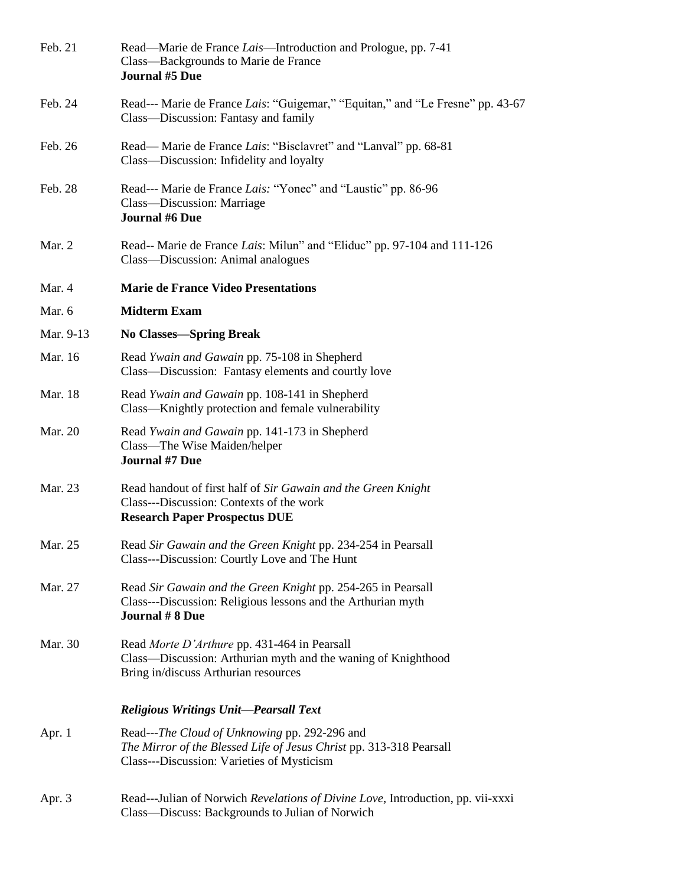| | |
|---|---|
| Feb. 21 | Read—Marie de France *Lais*—Introduction and Prologue, pp. 7-41<br>Class—Backgrounds to Marie de France<br>**Journal #5 Due** |
| Feb. 24 | Read--- Marie de France *Lais*: "Guigemar," "Equitan," and "Le Fresne" pp. 43-67<br>Class—Discussion: Fantasy and family |
| Feb. 26 | Read— Marie de France *Lais*: "Bisclavret" and "Lanval" pp. 68-81<br>Class—Discussion: Infidelity and loyalty |
| Feb. 28 | Read--- Marie de France *Lais:* "Yonec" and "Laustic" pp. 86-96<br>Class—Discussion: Marriage<br>**Journal #6 Due** |
| Mar. 2 | Read-- Marie de France *Lais*: Milun" and "Eliduc" pp. 97-104 and 111-126<br>Class—Discussion: Animal analogues |
| Mar. 4 | **Marie de France Video Presentations** |
| Mar. 6 | **Midterm Exam** |
| Mar. 9-13 | **No Classes—Spring Break** |
| Mar. 16 | Read *Ywain and Gawain* pp. 75-108 in Shepherd<br>Class—Discussion: Fantasy elements and courtly love |
| Mar. 18 | Read *Ywain and Gawain* pp. 108-141 in Shepherd<br>Class—Knightly protection and female vulnerability |
| Mar. 20 | Read *Ywain and Gawain* pp. 141-173 in Shepherd<br>Class—The Wise Maiden/helper<br>**Journal #7 Due** |
| Mar. 23 | Read handout of first half of *Sir Gawain and the Green Knight*<br>Class---Discussion: Contexts of the work<br>**Research Paper Prospectus DUE** |
| Mar. 25 | Read *Sir Gawain and the Green Knight* pp. 234-254 in Pearsall<br>Class---Discussion: Courtly Love and The Hunt |
| Mar. 27 | Read *Sir Gawain and the Green Knight* pp. 254-265 in Pearsall<br>Class---Discussion: Religious lessons and the Arthurian myth<br>**Journal # 8 Due** |
| Mar. 30 | Read *Morte D'Arthure* pp. 431-464 in Pearsall<br>Class—Discussion: Arthurian myth and the waning of Knighthood<br>Bring in/discuss Arthurian resources |
| | ***Religious Writings Unit—Pearsall Text*** |
| Apr. 1 | Read---*The Cloud of Unknowing* pp. 292-296 and<br>*The Mirror of the Blessed Life of Jesus Christ* pp. 313-318 Pearsall<br>Class---Discussion: Varieties of Mysticism |
| Apr. 3 | Read---Julian of Norwich *Revelations of Divine Love*, Introduction, pp. vii-xxxi<br>Class—Discuss: Backgrounds to Julian of Norwich |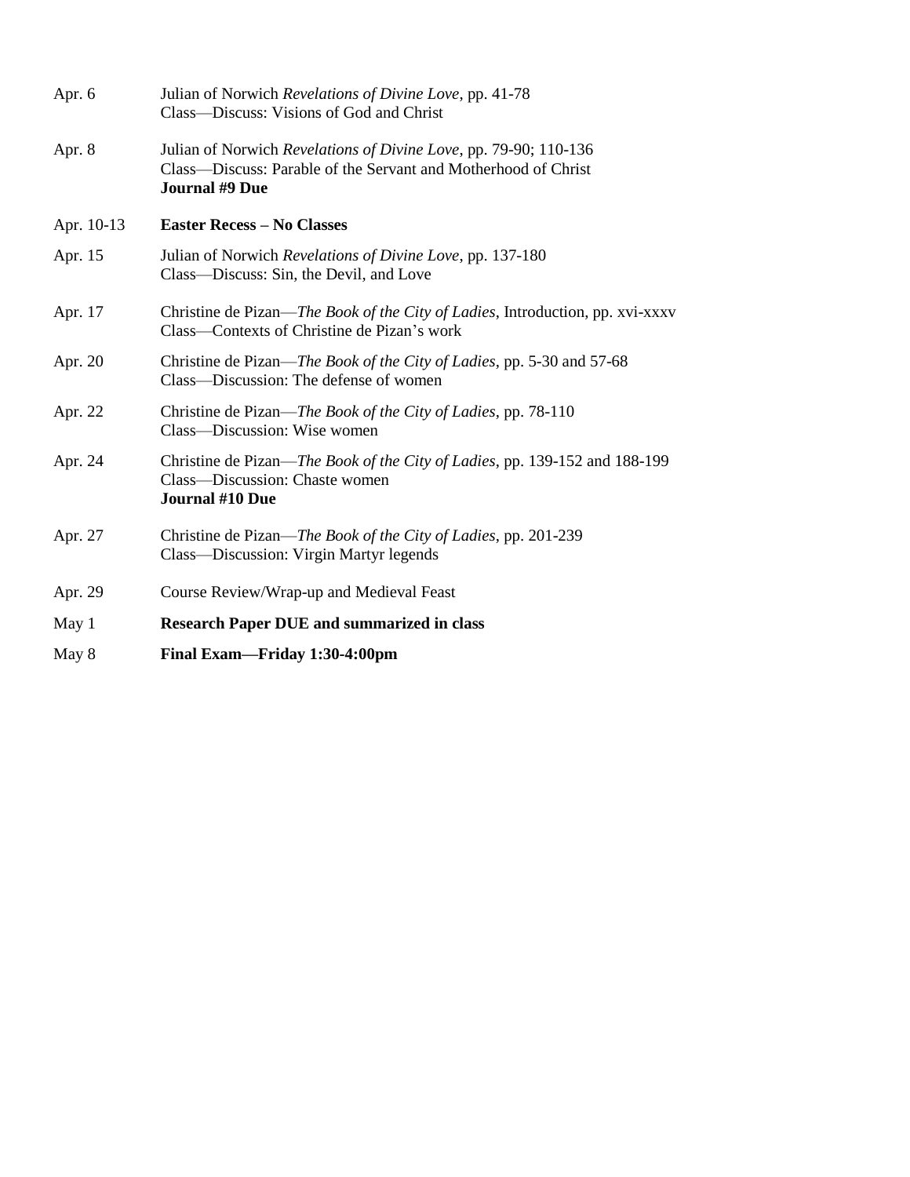| | |
|---|---|
| Apr. 6 | Julian of Norwich *Revelations of Divine Love*, pp. 41-78<br>Class—Discuss: Visions of God and Christ |
| Apr. 8 | Julian of Norwich *Revelations of Divine Love*, pp. 79-90; 110-136<br>Class—Discuss: Parable of the Servant and Motherhood of Christ<br>**Journal #9 Due** |
| Apr. 10-13 | **Easter Recess – No Classes** |
| Apr. 15 | Julian of Norwich *Revelations of Divine Love*, pp. 137-180<br>Class—Discuss: Sin, the Devil, and Love |
| Apr. 17 | Christine de Pizan—*The Book of the City of Ladies*, Introduction, pp. xvi-xxxv<br>Class—Contexts of Christine de Pizan's work |
| Apr. 20 | Christine de Pizan—*The Book of the City of Ladies*, pp. 5-30 and 57-68<br>Class—Discussion: The defense of women |
| Apr. 22 | Christine de Pizan—*The Book of the City of Ladies*, pp. 78-110<br>Class—Discussion: Wise women |
| Apr. 24 | Christine de Pizan—*The Book of the City of Ladies*, pp. 139-152 and 188-199<br>Class—Discussion: Chaste women<br>**Journal #10 Due** |
| Apr. 27 | Christine de Pizan—*The Book of the City of Ladies*, pp. 201-239<br>Class—Discussion: Virgin Martyr legends |
| Apr. 29 | Course Review/Wrap-up and Medieval Feast |
| May 1 | **Research Paper DUE and summarized in class** |
| May 8 | **Final Exam—Friday 1:30-4:00pm** |